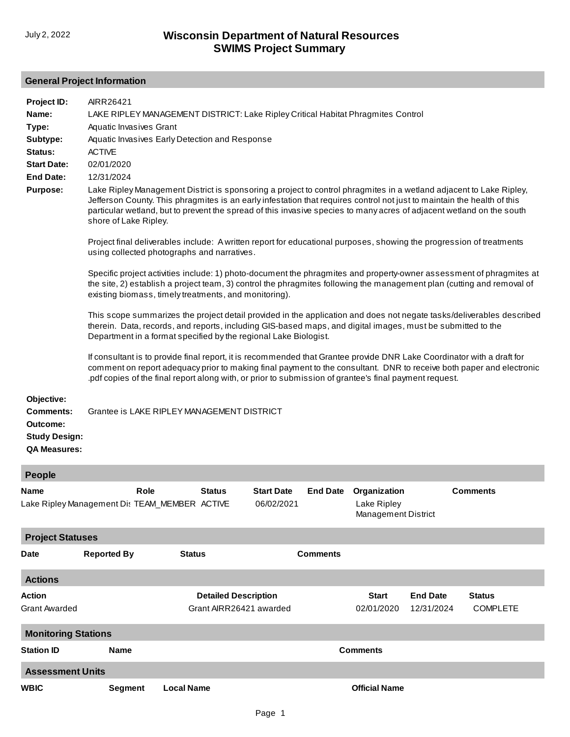July 2, 2022

# Wisconsin Department of Natural Resources
# SWIMS Project Summary

## General Project Information

**Project ID:** AIRR26421

**Name:** LAKE RIPLEY MANAGEMENT DISTRICT: Lake Ripley Critical Habitat Phragmites Control

**Type:** Aquatic Invasives Grant

**Subtype:** Aquatic Invasives Early Detection and Response

**Status:** ACTIVE

**Start Date:** 02/01/2020

**End Date:** 12/31/2024

**Purpose:** Lake Ripley Management District is sponsoring a project to control phragmites in a wetland adjacent to Lake Ripley, Jefferson County. This phragmites is an early infestation that requires control not just to maintain the health of this particular wetland, but to prevent the spread of this invasive species to many acres of adjacent wetland on the south shore of Lake Ripley.

Project final deliverables include: A written report for educational purposes, showing the progression of treatments using collected photographs and narratives.

Specific project activities include: 1) photo-document the phragmites and property-owner assessment of phragmites at the site, 2) establish a project team, 3) control the phragmites following the management plan (cutting and removal of existing biomass, timely treatments, and monitoring).

This scope summarizes the project detail provided in the application and does not negate tasks/deliverables described therein. Data, records, and reports, including GIS-based maps, and digital images, must be submitted to the Department in a format specified by the regional Lake Biologist.

If consultant is to provide final report, it is recommended that Grantee provide DNR Lake Coordinator with a draft for comment on report adequacy prior to making final payment to the consultant. DNR to receive both paper and electronic .pdf copies of the final report along with, or prior to submission of grantee's final payment request.

**Objective:**

**Comments:** Grantee is LAKE RIPLEY MANAGEMENT DISTRICT

**Outcome:**

**Study Design:**

**QA Measures:**

## People

| Name | Role | Status | Start Date | End Date | Organization | Comments |
|---|---|---|---|---|---|---|
| Lake Ripley Management Dis | TEAM_MEMBER | ACTIVE | 06/02/2021 | | Lake Ripley Management District | |

## Project Statuses

| Date | Reported By | Status | Comments |
|---|---|---|---|

## Actions

| Action | Detailed Description | Start | End Date | Status |
|---|---|---|---|---|
| Grant Awarded | Grant AIRR26421 awarded | 02/01/2020 | 12/31/2024 | COMPLETE |

## Monitoring Stations

| Station ID | Name | Comments |
|---|---|---|

## Assessment Units

| WBIC | Segment | Local Name | Official Name |
|---|---|---|---|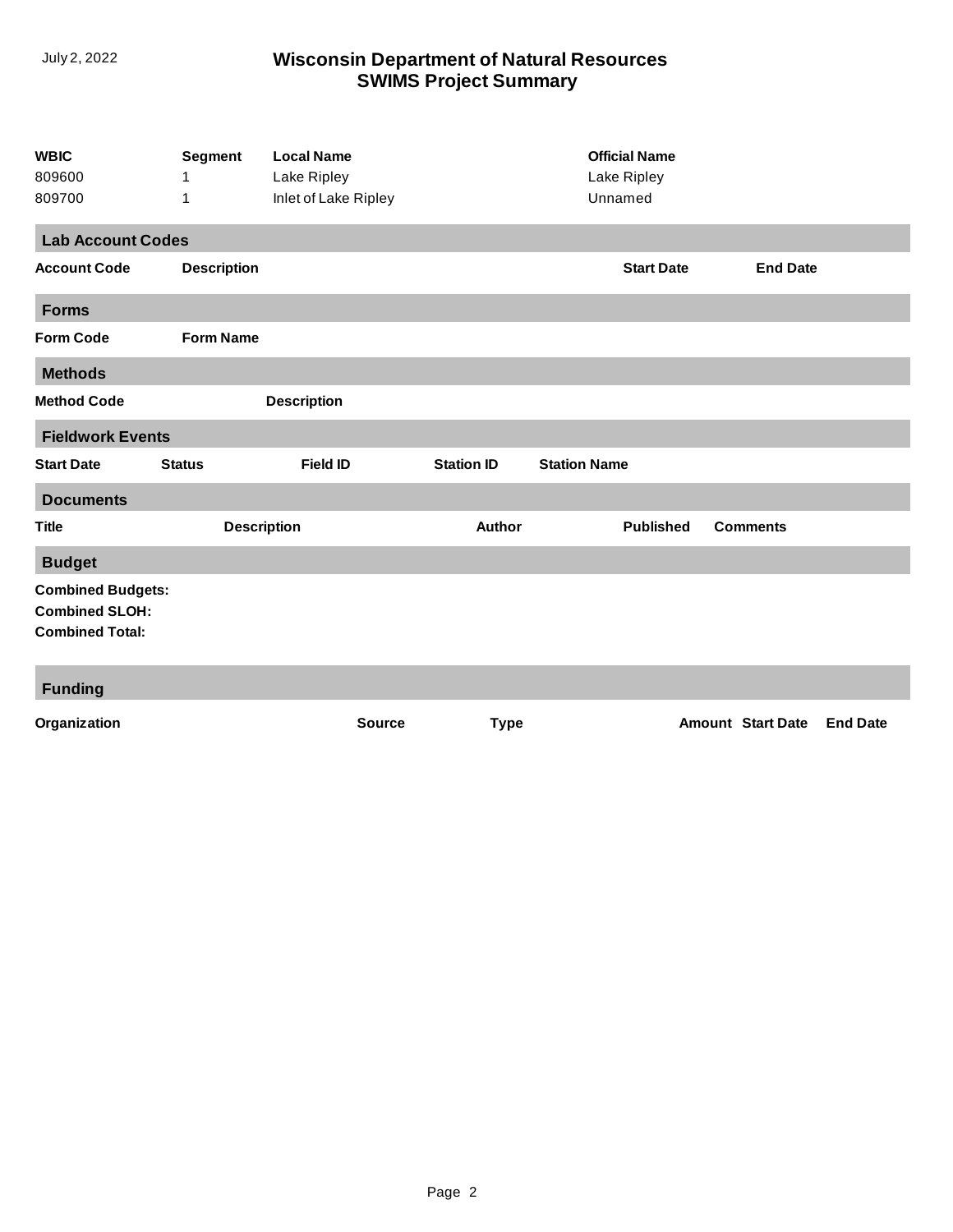| WBIC | Segment | Local Name | Official Name |
|---|---|---|---|
| 809600 | 1 | Lake Ripley | Lake Ripley |
| 809700 | 1 | Inlet of Lake Ripley | Unnamed |

## Lab Account Codes

| Account Code | Description | Start Date | End Date |
|---|---|---|---|

## Forms

| Form Code | Form Name |
|---|---|

## Methods

| Method Code | Description |
|---|---|

## Fieldwork Events

| Start Date | Status | Field ID | Station ID | Station Name |
|---|---|---|---|---|

## Documents

| Title | Description | Author | Published | Comments |
|---|---|---|---|---|

## Budget

**Combined Budgets:**

**Combined SLOH:**

**Combined Total:**

## Funding

| Organization | Source | Type | Amount | Start Date | End Date |
|---|---|---|---|---|---|